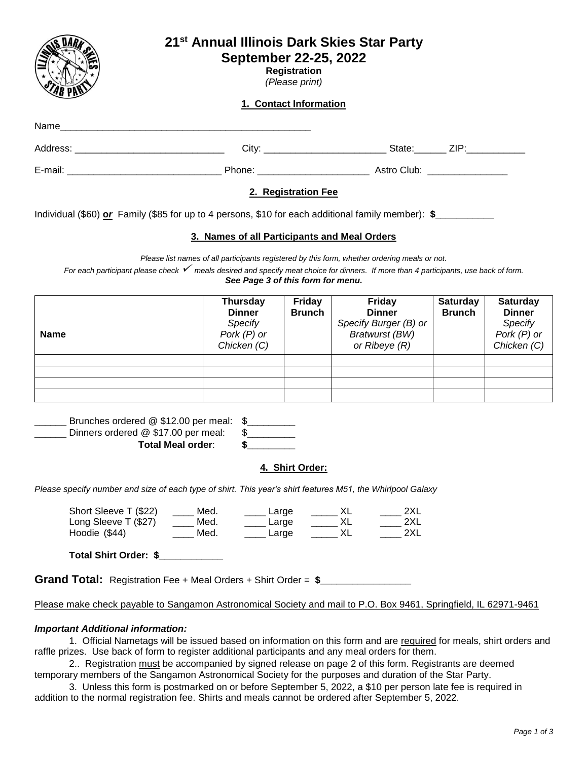# 21st Annual Illinois Dark Skies Star Party

## September 22-25, 2022

**Registration**

*(Please print)*

### 1. Contact Information

Name_______________________________________________

Address: ____________________________ City: _______________________ State:______ ZIP:___________

E-mail: _____________________________ Phone: _____________________ Astro Club: _______________

### 2. Registration Fee

Individual ($60) ***or*** Family ($85 for up to 4 persons, $10 for each additional family member): **$___________**

### 3. Names of all Participants and Meal Orders

*Please list names of all participants registered by this form, whether ordering meals or not.*

*For each participant please check ✓ meals desired and specify meat choice for dinners. If more than 4 participants, use back of form.*

***See Page 3 of this form for menu.***

| Name | **Thursday Dinner** *Specify Pork (P) or Chicken (C)* | **Friday Brunch** | **Friday Dinner** *Specify Burger (B) or Bratwurst (BW) or Ribeye (R)* | **Saturday Brunch** | **Saturday Dinner** *Specify Pork (P) or Chicken (C)* |
|---|---|---|---|---|---|
| | | | | | |
| | | | | | |
| | | | | | |
| | | | | | |

______ Brunches ordered @ $12.00 per meal: $_________

______ Dinners ordered @ $17.00 per meal: $_________

**Total Meal order**: **$_________**

### 4. Shirt Order:

*Please specify number and size of each type of shirt. This year's shirt features M51, the Whirlpool Galaxy*

| | | | | |
|---|---|---|---|---|
| Short Sleeve T ($22) | ____ Med. | ____ Large | _____ XL | ____ 2XL |
| Long Sleeve T ($27) | ____ Med. | ____ Large | _____ XL | ____ 2XL |
| Hoodie ($44) | ____ Med. | ____ Large | _____ XL | ____ 2XL |

**Total Shirt Order: $____________**

**Grand Total:** Registration Fee + Meal Orders + Shirt Order = **$_________________**

Please make check payable to Sangamon Astronomical Society and mail to P.O. Box 9461, Springfield, IL 62971-9461

***Important Additional information:***

1. Official Nametags will be issued based on information on this form and are required for meals, shirt orders and raffle prizes. Use back of form to register additional participants and any meal orders for them.

2.. Registration must be accompanied by signed release on page 2 of this form. Registrants are deemed temporary members of the Sangamon Astronomical Society for the purposes and duration of the Star Party.

3. Unless this form is postmarked on or before September 5, 2022, a $10 per person late fee is required in addition to the normal registration fee. Shirts and meals cannot be ordered after September 5, 2022.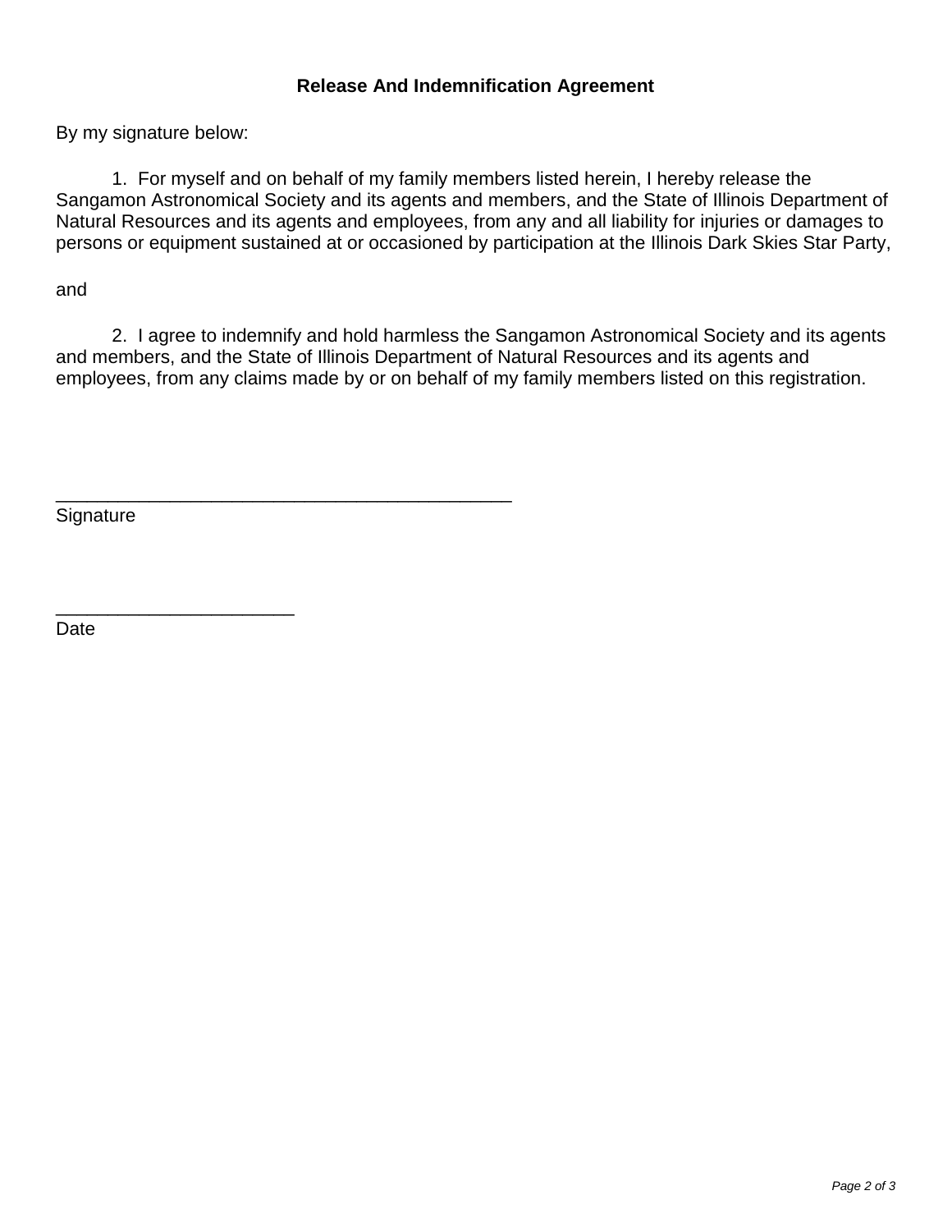### Release And Indemnification Agreement

By my signature below:

1. For myself and on behalf of my family members listed herein, I hereby release the Sangamon Astronomical Society and its agents and members, and the State of Illinois Department of Natural Resources and its agents and employees, from any and all liability for injuries or damages to persons or equipment sustained at or occasioned by participation at the Illinois Dark Skies Star Party,

and

2. I agree to indemnify and hold harmless the Sangamon Astronomical Society and its agents and members, and the State of Illinois Department of Natural Resources and its agents and employees, from any claims made by or on behalf of my family members listed on this registration.

_____________________________________________
Signature

_______________________
Date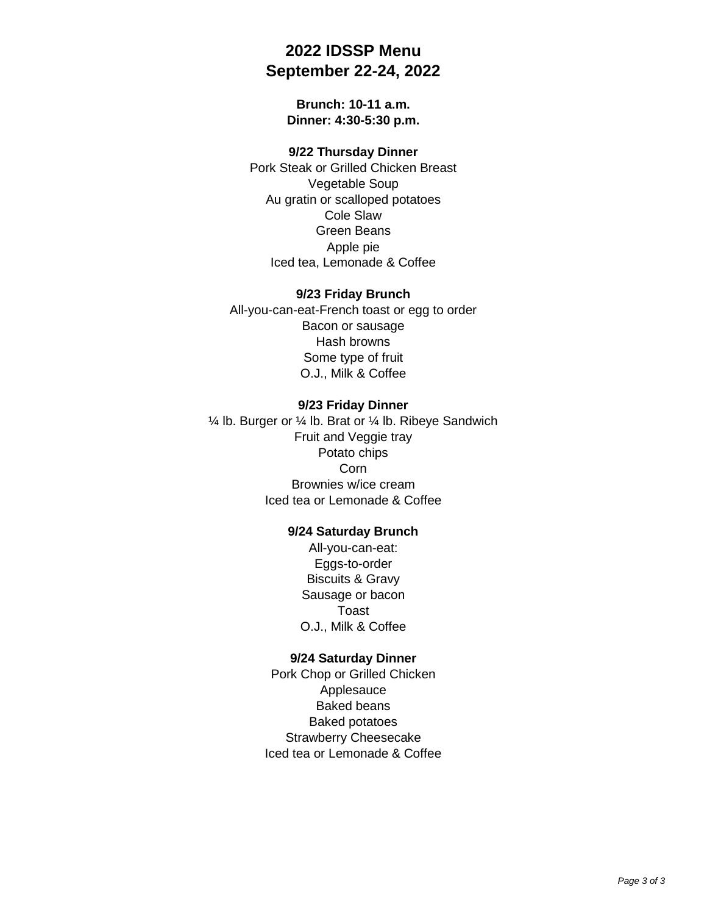# 2022 IDSSP Menu
# September 22-24, 2022

**Brunch: 10-11 a.m.**
**Dinner: 4:30-5:30 p.m.**

**9/22 Thursday Dinner**

Pork Steak or Grilled Chicken Breast
Vegetable Soup
Au gratin or scalloped potatoes
Cole Slaw
Green Beans
Apple pie
Iced tea, Lemonade & Coffee

**9/23 Friday Brunch**

All-you-can-eat-French toast or egg to order
Bacon or sausage
Hash browns
Some type of fruit
O.J., Milk & Coffee

**9/23 Friday Dinner**

¼ lb. Burger or ¼ lb. Brat or ¼ lb. Ribeye Sandwich
Fruit and Veggie tray
Potato chips
Corn
Brownies w/ice cream
Iced tea or Lemonade & Coffee

**9/24 Saturday Brunch**

All-you-can-eat:
Eggs-to-order
Biscuits & Gravy
Sausage or bacon
Toast
O.J., Milk & Coffee

**9/24 Saturday Dinner**

Pork Chop or Grilled Chicken
Applesauce
Baked beans
Baked potatoes
Strawberry Cheesecake
Iced tea or Lemonade & Coffee